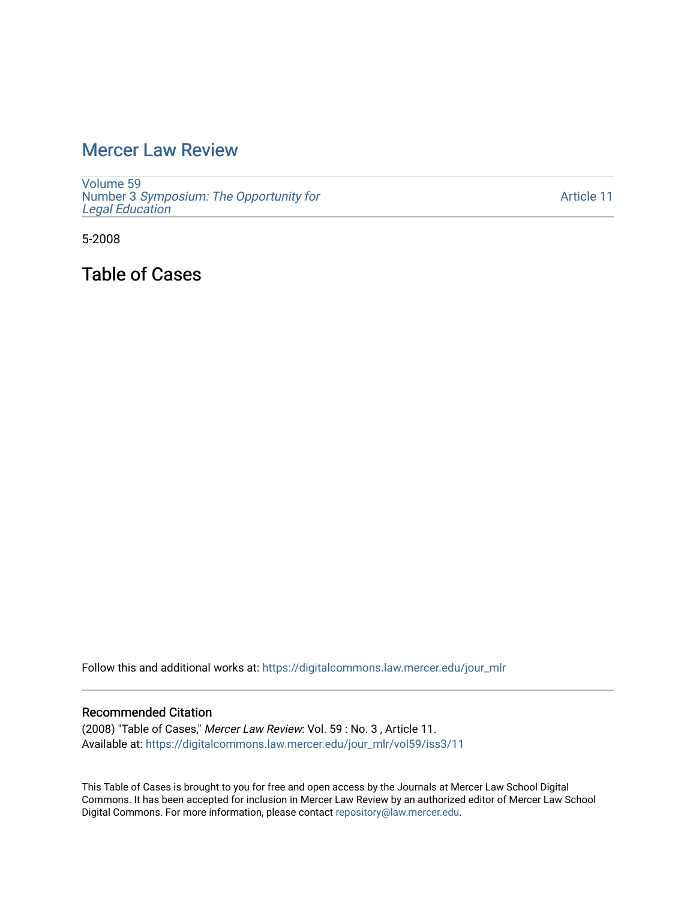# Mercer Law Review

Volume 59
Number 3 *Symposium: The Opportunity for Legal Education*

Article 11

5-2008

## Table of Cases

Follow this and additional works at: https://digitalcommons.law.mercer.edu/jour_mlr

### Recommended Citation

(2008) "Table of Cases," *Mercer Law Review*: Vol. 59 : No. 3 , Article 11.
Available at: https://digitalcommons.law.mercer.edu/jour_mlr/vol59/iss3/11

This Table of Cases is brought to you for free and open access by the Journals at Mercer Law School Digital Commons. It has been accepted for inclusion in Mercer Law Review by an authorized editor of Mercer Law School Digital Commons. For more information, please contact repository@law.mercer.edu.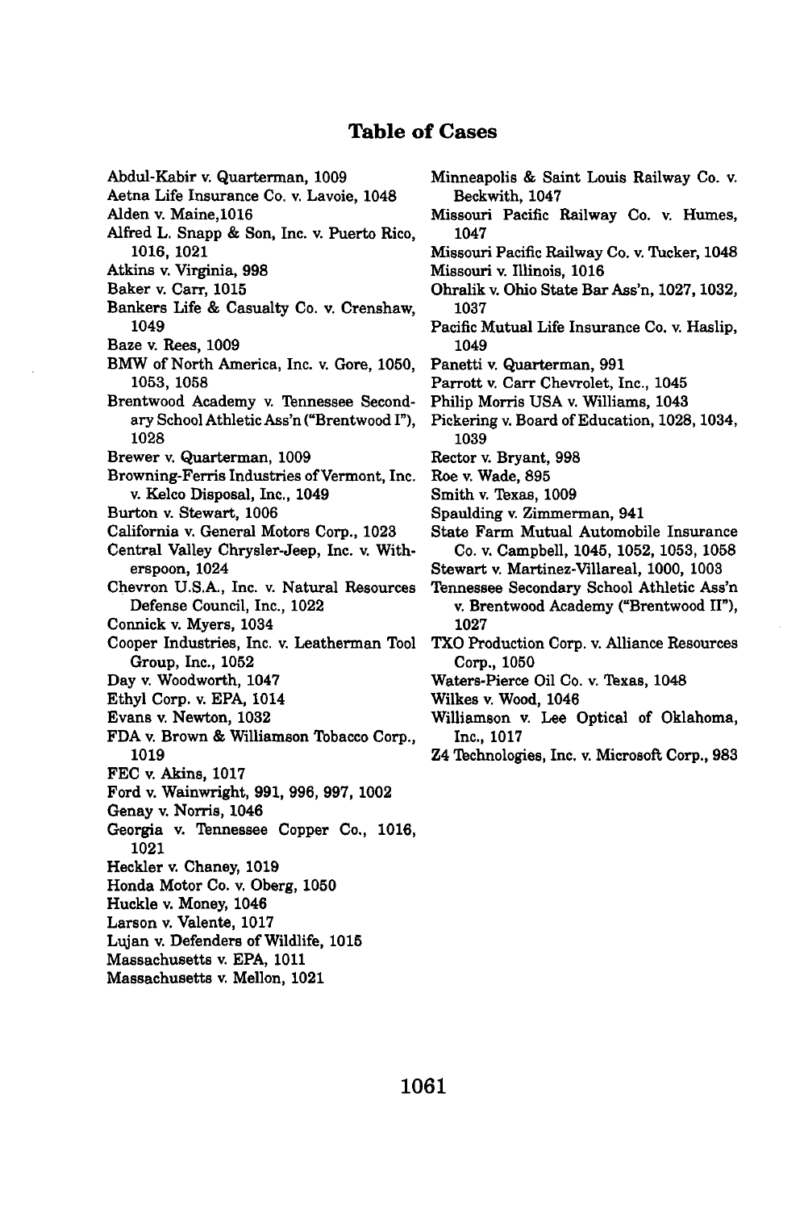## Table of Cases

Abdul-Kabir v. Quarterman, 1009
Aetna Life Insurance Co. v. Lavoie, 1048
Alden v. Maine,1016
Alfred L. Snapp & Son, Inc. v. Puerto Rico, 1016, 1021
Atkins v. Virginia, 998
Baker v. Carr, 1015
Bankers Life & Casualty Co. v. Crenshaw, 1049
Baze v. Rees, 1009
BMW of North America, Inc. v. Gore, 1050, 1053, 1058
Brentwood Academy v. Tennessee Secondary School Athletic Ass'n ("Brentwood I"), 1028
Brewer v. Quarterman, 1009
Browning-Ferris Industries of Vermont, Inc. v. Kelco Disposal, Inc., 1049
Burton v. Stewart, 1006
California v. General Motors Corp., 1023
Central Valley Chrysler-Jeep, Inc. v. Witherspoon, 1024
Chevron U.S.A., Inc. v. Natural Resources Defense Council, Inc., 1022
Connick v. Myers, 1034
Cooper Industries, Inc. v. Leatherman Tool Group, Inc., 1052
Day v. Woodworth, 1047
Ethyl Corp. v. EPA, 1014
Evans v. Newton, 1032
FDA v. Brown & Williamson Tobacco Corp., 1019
FEC v. Akins, 1017
Ford v. Wainwright, 991, 996, 997, 1002
Genay v. Norris, 1046
Georgia v. Tennessee Copper Co., 1016, 1021
Heckler v. Chaney, 1019
Honda Motor Co. v. Oberg, 1050
Huckle v. Money, 1046
Larson v. Valente, 1017
Lujan v. Defenders of Wildlife, 1015
Massachusetts v. EPA, 1011
Massachusetts v. Mellon, 1021
Minneapolis & Saint Louis Railway Co. v. Beckwith, 1047
Missouri Pacific Railway Co. v. Humes, 1047
Missouri Pacific Railway Co. v. Tucker, 1048
Missouri v. Illinois, 1016
Ohralik v. Ohio State Bar Ass'n, 1027, 1032, 1037
Pacific Mutual Life Insurance Co. v. Haslip, 1049
Panetti v. Quarterman, 991
Parrott v. Carr Chevrolet, Inc., 1045
Philip Morris USA v. Williams, 1043
Pickering v. Board of Education, 1028, 1034, 1039
Rector v. Bryant, 998
Roe v. Wade, 895
Smith v. Texas, 1009
Spaulding v. Zimmerman, 941
State Farm Mutual Automobile Insurance Co. v. Campbell, 1045, 1052, 1053, 1058
Stewart v. Martinez-Villareal, 1000, 1003
Tennessee Secondary School Athletic Ass'n v. Brentwood Academy ("Brentwood II"), 1027
TXO Production Corp. v. Alliance Resources Corp., 1050
Waters-Pierce Oil Co. v. Texas, 1048
Wilkes v. Wood, 1046
Williamson v. Lee Optical of Oklahoma, Inc., 1017
Z4 Technologies, Inc. v. Microsoft Corp., 983